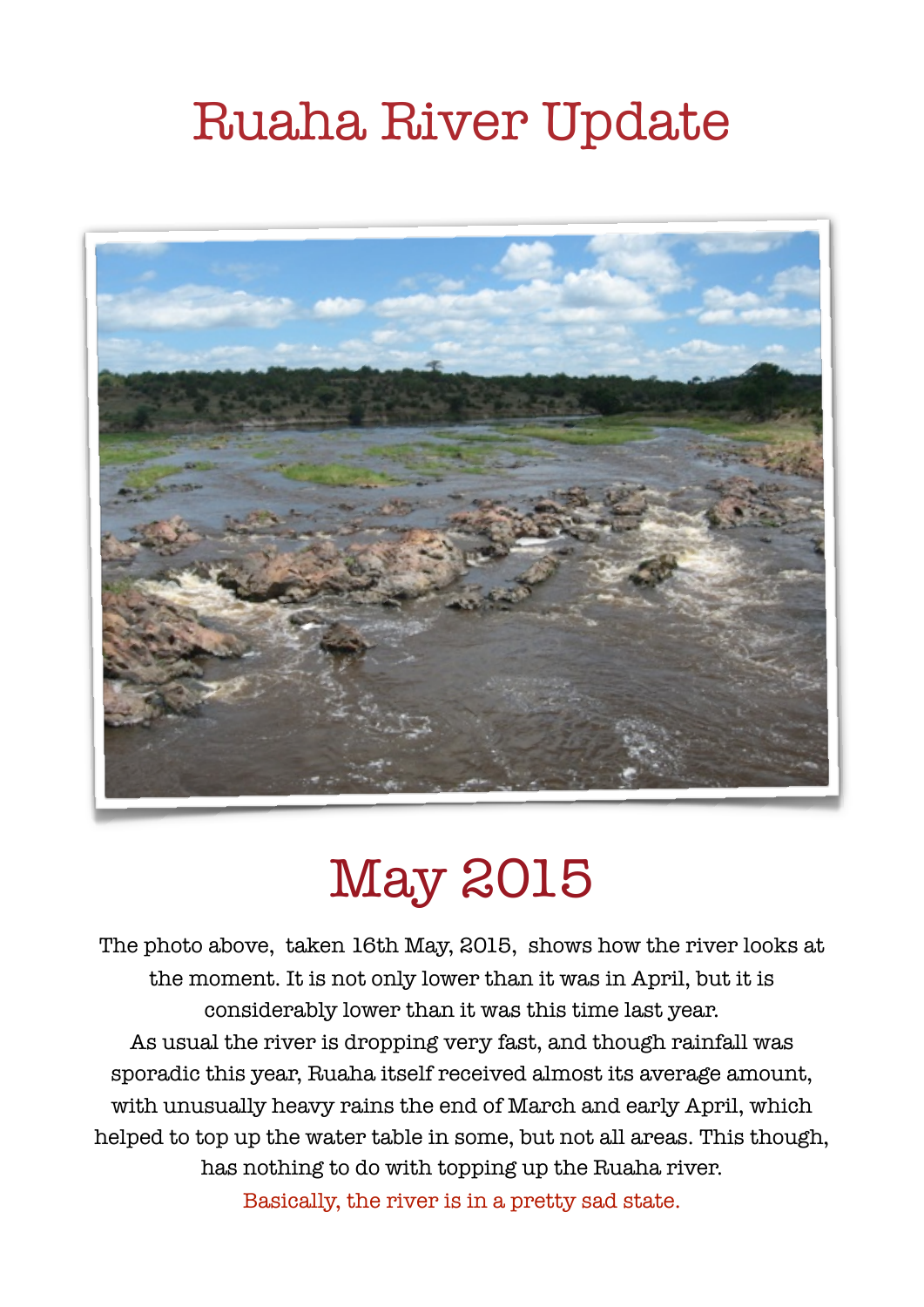# Ruaha River Update

## May 2015

The photo above, taken 16th May, 2015, shows how the river looks at the moment. It is not only lower than it was in April, but it is considerably lower than it was this time last year.

As usual the river is dropping very fast, and though rainfall was sporadic this year, Ruaha itself received almost its average amount, with unusually heavy rains the end of March and early April, which helped to top up the water table in some, but not all areas. This though, has nothing to do with topping up the Ruaha river.

Basically, the river is in a pretty sad state.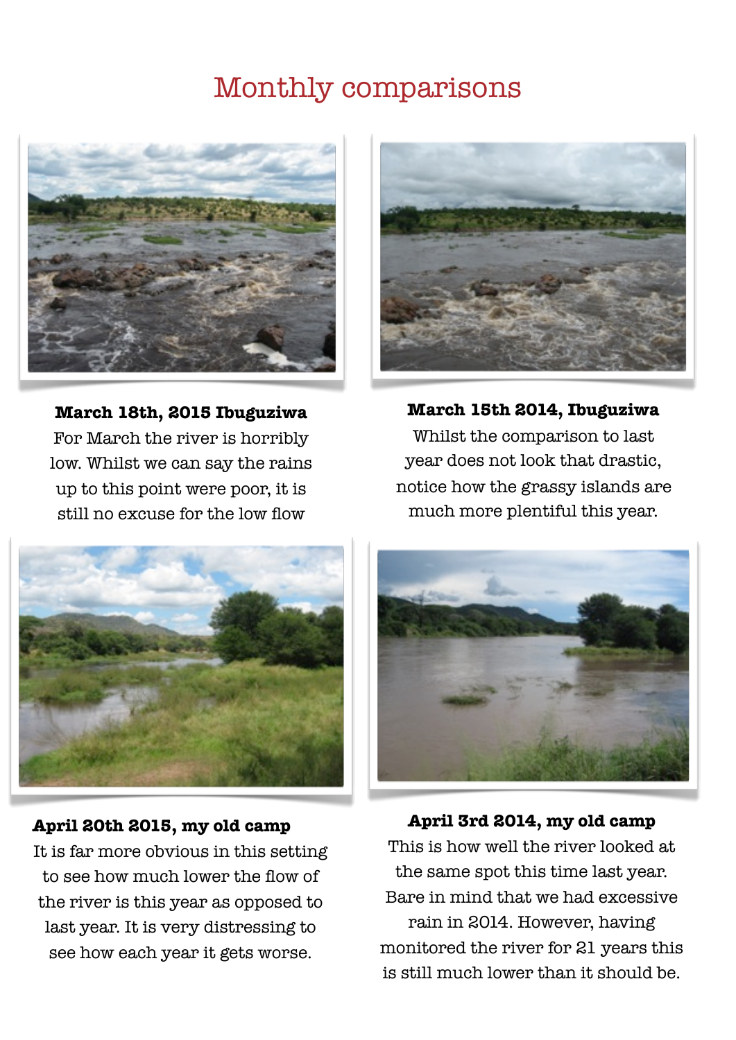# Monthly comparisons

**March 18th, 2015 Ibuguziwa**

For March the river is horribly low. Whilst we can say the rains up to this point were poor, it is still no excuse for the low flow

**March 15th 2014, Ibuguziwa**

Whilst the comparison to last year does not look that drastic, notice how the grassy islands are much more plentiful this year.

**April 20th 2015, my old camp**

It is far more obvious in this setting to see how much lower the flow of the river is this year as opposed to last year. It is very distressing to see how each year it gets worse.

**April 3rd 2014, my old camp**

This is how well the river looked at the same spot this time last year. Bare in mind that we had excessive rain in 2014. However, having monitored the river for 21 years this is still much lower than it should be.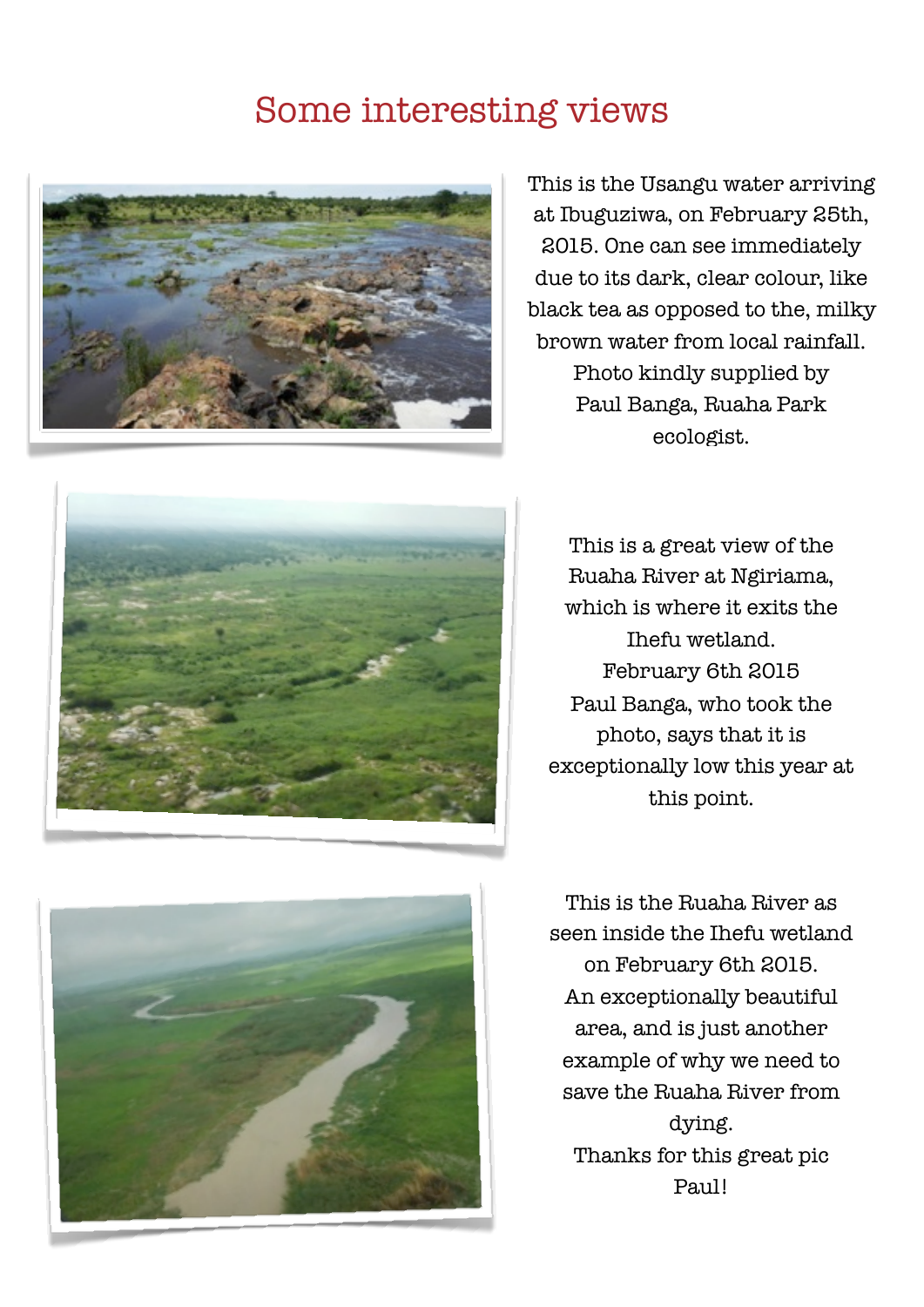# Some interesting views

This is the Usangu water arriving at Ibuguziwa, on February 25th, 2015. One can see immediately due to its dark, clear colour, like black tea as opposed to the, milky brown water from local rainfall. Photo kindly supplied by Paul Banga, Ruaha Park ecologist.

This is a great view of the Ruaha River at Ngiriama, which is where it exits the Ihefu wetland. February 6th 2015 Paul Banga, who took the photo, says that it is exceptionally low this year at this point.

This is the Ruaha River as seen inside the Ihefu wetland on February 6th 2015. An exceptionally beautiful area, and is just another example of why we need to save the Ruaha River from dying. Thanks for this great pic Paul!